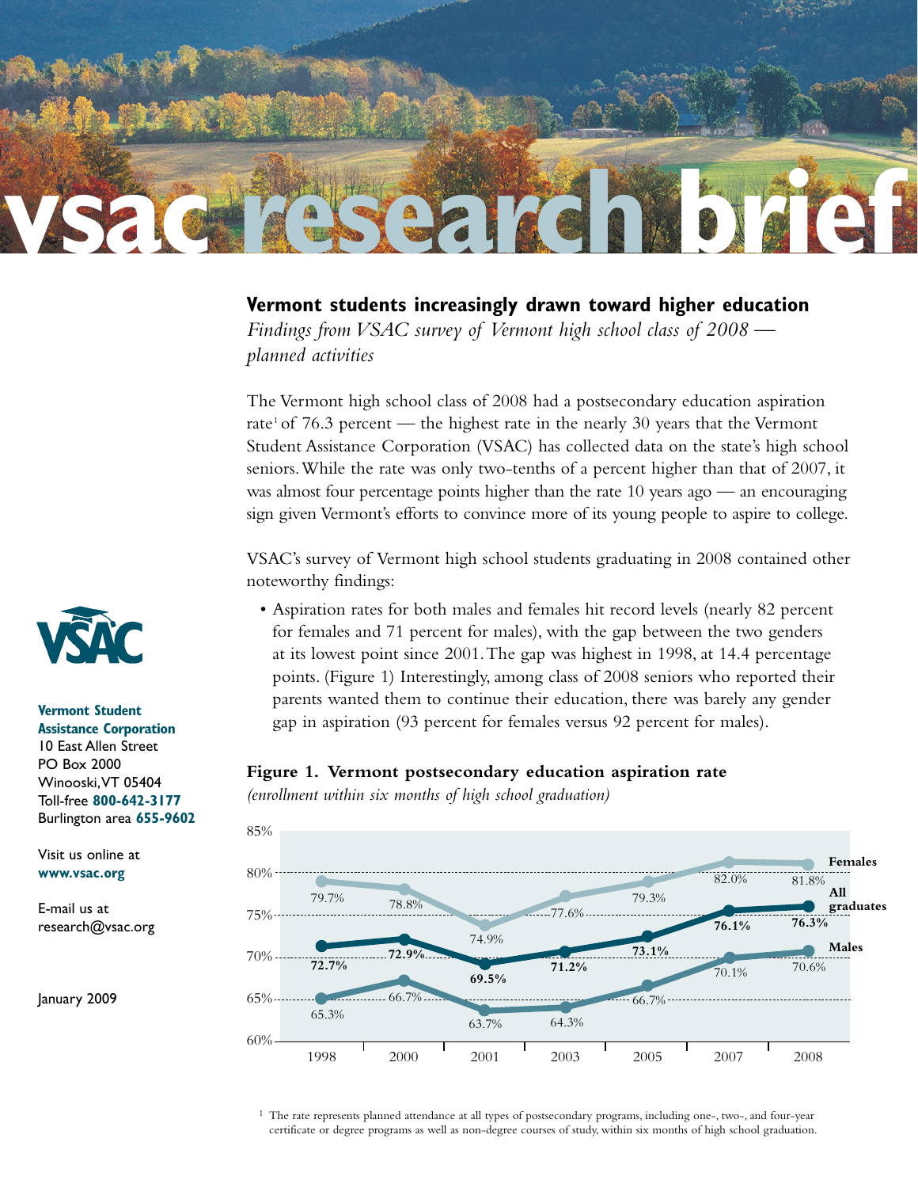# vsac research brief

## Vermont students increasingly drawn toward higher education

*Findings from VSAC survey of Vermont high school class of 2008 — planned activities*

The Vermont high school class of 2008 had a postsecondary education aspiration rate[1] of 76.3 percent — the highest rate in the nearly 30 years that the Vermont Student Assistance Corporation (VSAC) has collected data on the state's high school seniors. While the rate was only two-tenths of a percent higher than that of 2007, it was almost four percentage points higher than the rate 10 years ago — an encouraging sign given Vermont's efforts to convince more of its young people to aspire to college.

VSAC's survey of Vermont high school students graduating in 2008 contained other noteworthy findings:

- Aspiration rates for both males and females hit record levels (nearly 82 percent for females and 71 percent for males), with the gap between the two genders at its lowest point since 2001. The gap was highest in 1998, at 14.4 percentage points. (Figure 1) Interestingly, among class of 2008 seniors who reported their parents wanted them to continue their education, there was barely any gender gap in aspiration (93 percent for females versus 92 percent for males).

**Figure 1. Vermont postsecondary education aspiration rate**
*(enrollment within six months of high school graduation)*

85%
80%
75%
70%
65%
60%

1998 2000 2001 2003 2005 2007 2008

Females: 79.7% 78.8% 74.9% 77.6% 79.3% 82.0% 81.8%
All graduates: 72.7% 72.9% 69.5% 71.2% 73.1% 76.1% 76.3%
Males: 65.3% 66.7% 63.7% 64.3% 66.7% 70.1% 70.6%

[1] The rate represents planned attendance at all types of postsecondary programs, including one-, two-, and four-year certificate or degree programs as well as non-degree courses of study, within six months of high school graduation.

**Vermont Student Assistance Corporation**
10 East Allen Street
PO Box 2000
Winooski, VT 05404
Toll-free **800-642-3177**
Burlington area **655-9602**

Visit us online at
**www.vsac.org**

E-mail us at
research@vsac.org

January 2009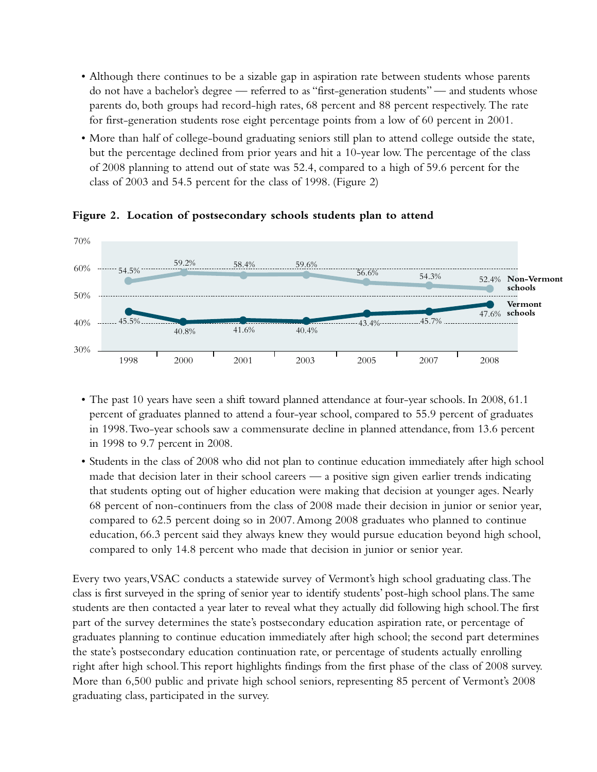- Although there continues to be a sizable gap in aspiration rate between students whose parents do not have a bachelor's degree — referred to as "first-generation students" — and students whose parents do, both groups had record-high rates, 68 percent and 88 percent respectively. The rate for first-generation students rose eight percentage points from a low of 60 percent in 2001.
- More than half of college-bound graduating seniors still plan to attend college outside the state, but the percentage declined from prior years and hit a 10-year low. The percentage of the class of 2008 planning to attend out of state was 52.4, compared to a high of 59.6 percent for the class of 2003 and 54.5 percent for the class of 1998. (Figure 2)

**Figure 2. Location of postsecondary schools students plan to attend**

70%
60%
50%
40%
30%

Non-Vermont schools: 54.5%, 59.2%, 58.4%, 59.6%, 56.6%, 54.3%, 52.4%

Vermont schools: 45.5%, 40.8%, 41.6%, 40.4%, 43.4%, 45.7%, 47.6%

1998 2000 2001 2003 2005 2007 2008

- The past 10 years have seen a shift toward planned attendance at four-year schools. In 2008, 61.1 percent of graduates planned to attend a four-year school, compared to 55.9 percent of graduates in 1998. Two-year schools saw a commensurate decline in planned attendance, from 13.6 percent in 1998 to 9.7 percent in 2008.
- Students in the class of 2008 who did not plan to continue education immediately after high school made that decision later in their school careers — a positive sign given earlier trends indicating that students opting out of higher education were making that decision at younger ages. Nearly 68 percent of non-continuers from the class of 2008 made their decision in junior or senior year, compared to 62.5 percent doing so in 2007. Among 2008 graduates who planned to continue education, 66.3 percent said they always knew they would pursue education beyond high school, compared to only 14.8 percent who made that decision in junior or senior year.

Every two years, VSAC conducts a statewide survey of Vermont's high school graduating class. The class is first surveyed in the spring of senior year to identify students' post-high school plans. The same students are then contacted a year later to reveal what they actually did following high school. The first part of the survey determines the state's postsecondary education aspiration rate, or percentage of graduates planning to continue education immediately after high school; the second part determines the state's postsecondary education continuation rate, or percentage of students actually enrolling right after high school. This report highlights findings from the first phase of the class of 2008 survey. More than 6,500 public and private high school seniors, representing 85 percent of Vermont's 2008 graduating class, participated in the survey.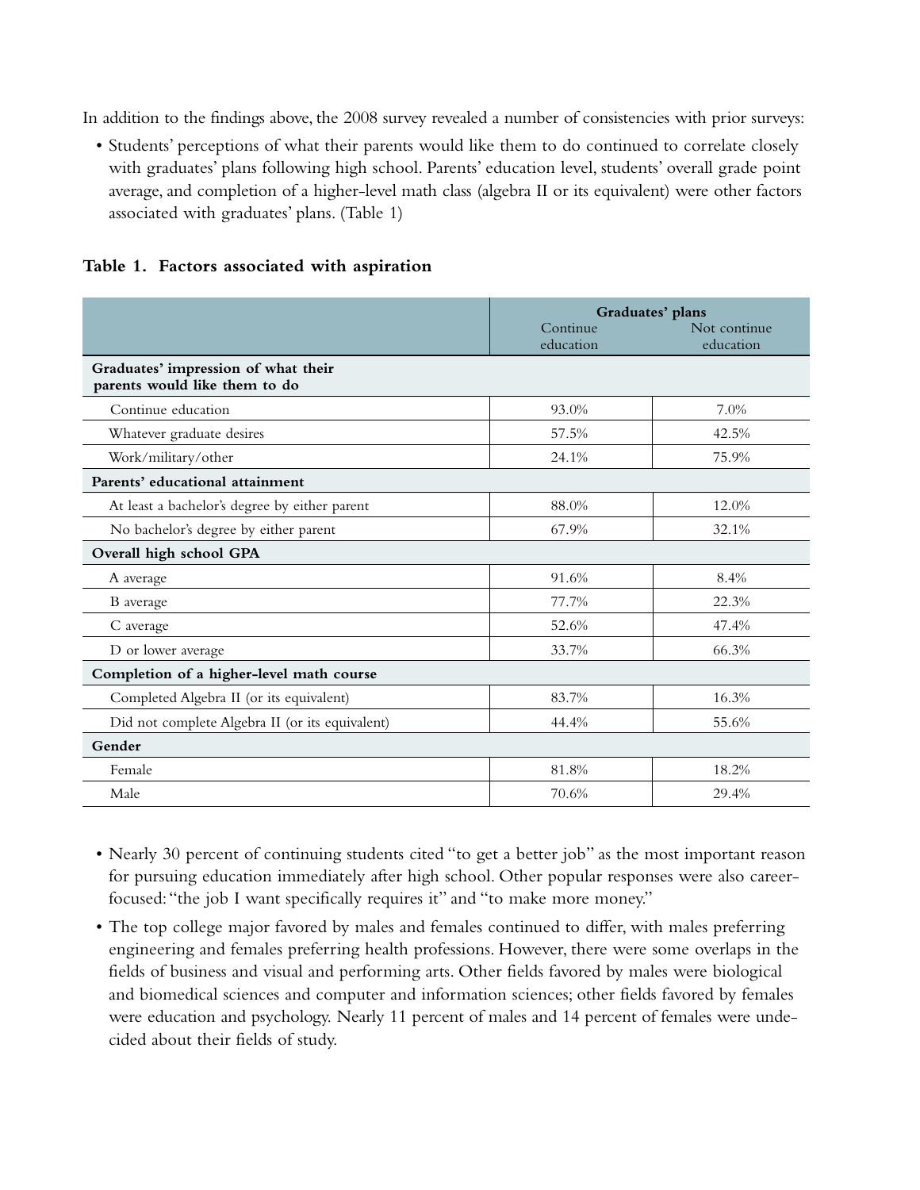In addition to the findings above, the 2008 survey revealed a number of consistencies with prior surveys:

- Students' perceptions of what their parents would like them to do continued to correlate closely with graduates' plans following high school. Parents' education level, students' overall grade point average, and completion of a higher-level math class (algebra II or its equivalent) were other factors associated with graduates' plans. (Table 1)

**Table 1. Factors associated with aspiration**

| | Graduates' plans | |
|---|---|---|
| | Continue education | Not continue education |
| **Graduates' impression of what their parents would like them to do** | | |
| Continue education | 93.0% | 7.0% |
| Whatever graduate desires | 57.5% | 42.5% |
| Work/military/other | 24.1% | 75.9% |
| **Parents' educational attainment** | | |
| At least a bachelor's degree by either parent | 88.0% | 12.0% |
| No bachelor's degree by either parent | 67.9% | 32.1% |
| **Overall high school GPA** | | |
| A average | 91.6% | 8.4% |
| B average | 77.7% | 22.3% |
| C average | 52.6% | 47.4% |
| D or lower average | 33.7% | 66.3% |
| **Completion of a higher-level math course** | | |
| Completed Algebra II (or its equivalent) | 83.7% | 16.3% |
| Did not complete Algebra II (or its equivalent) | 44.4% | 55.6% |
| **Gender** | | |
| Female | 81.8% | 18.2% |
| Male | 70.6% | 29.4% |

- Nearly 30 percent of continuing students cited "to get a better job" as the most important reason for pursuing education immediately after high school. Other popular responses were also career-focused: "the job I want specifically requires it" and "to make more money."
- The top college major favored by males and females continued to differ, with males preferring engineering and females preferring health professions. However, there were some overlaps in the fields of business and visual and performing arts. Other fields favored by males were biological and biomedical sciences and computer and information sciences; other fields favored by females were education and psychology. Nearly 11 percent of males and 14 percent of females were undecided about their fields of study.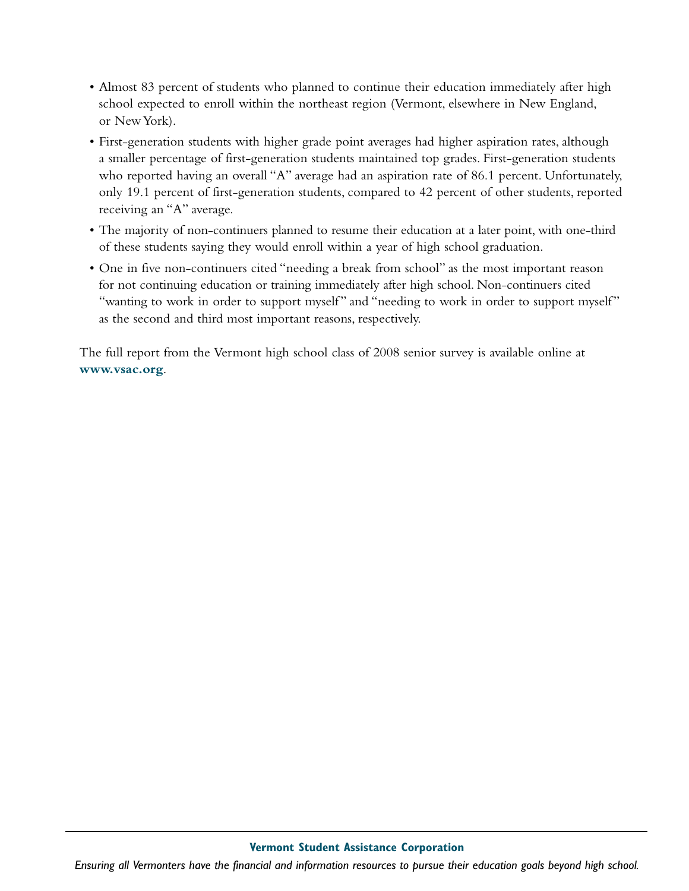- Almost 83 percent of students who planned to continue their education immediately after high school expected to enroll within the northeast region (Vermont, elsewhere in New England, or New York).
- First-generation students with higher grade point averages had higher aspiration rates, although a smaller percentage of first-generation students maintained top grades. First-generation students who reported having an overall "A" average had an aspiration rate of 86.1 percent. Unfortunately, only 19.1 percent of first-generation students, compared to 42 percent of other students, reported receiving an "A" average.
- The majority of non-continuers planned to resume their education at a later point, with one-third of these students saying they would enroll within a year of high school graduation.
- One in five non-continuers cited "needing a break from school" as the most important reason for not continuing education or training immediately after high school. Non-continuers cited "wanting to work in order to support myself" and "needing to work in order to support myself" as the second and third most important reasons, respectively.

The full report from the Vermont high school class of 2008 senior survey is available online at **www.vsac.org**.

**Vermont Student Assistance Corporation**

*Ensuring all Vermonters have the financial and information resources to pursue their education goals beyond high school.*